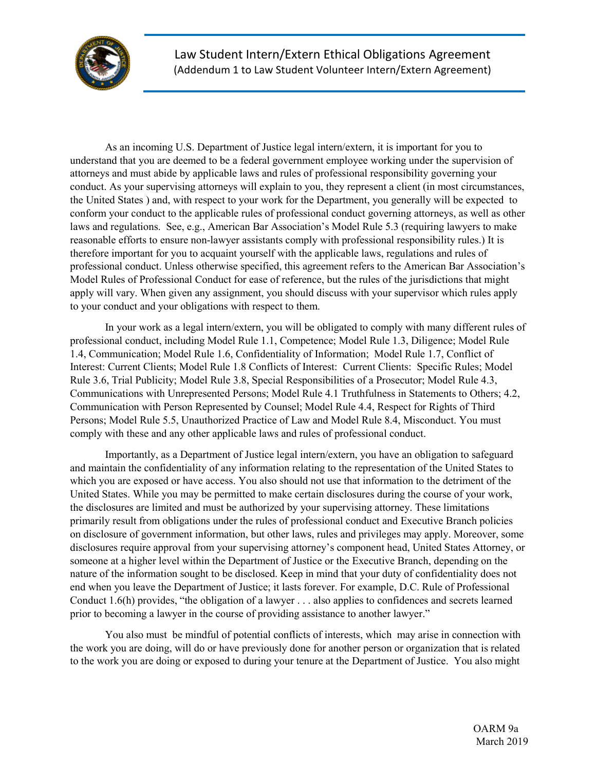# Law Student Intern/Extern Ethical Obligations Agreement

(Addendum 1 to Law Student Volunteer Intern/Extern Agreement)

As an incoming U.S. Department of Justice legal intern/extern, it is important for you to understand that you are deemed to be a federal government employee working under the supervision of attorneys and must abide by applicable laws and rules of professional responsibility governing your conduct. As your supervising attorneys will explain to you, they represent a client (in most circumstances, the United States ) and, with respect to your work for the Department, you generally will be expected to conform your conduct to the applicable rules of professional conduct governing attorneys, as well as other laws and regulations. See, e.g., American Bar Association's Model Rule 5.3 (requiring lawyers to make reasonable efforts to ensure non-lawyer assistants comply with professional responsibility rules.) It is therefore important for you to acquaint yourself with the applicable laws, regulations and rules of professional conduct. Unless otherwise specified, this agreement refers to the American Bar Association's Model Rules of Professional Conduct for ease of reference, but the rules of the jurisdictions that might apply will vary. When given any assignment, you should discuss with your supervisor which rules apply to your conduct and your obligations with respect to them.

In your work as a legal intern/extern, you will be obligated to comply with many different rules of professional conduct, including Model Rule 1.1, Competence; Model Rule 1.3, Diligence; Model Rule 1.4, Communication; Model Rule 1.6, Confidentiality of Information; Model Rule 1.7, Conflict of Interest: Current Clients; Model Rule 1.8 Conflicts of Interest: Current Clients: Specific Rules; Model Rule 3.6, Trial Publicity; Model Rule 3.8, Special Responsibilities of a Prosecutor; Model Rule 4.3, Communications with Unrepresented Persons; Model Rule 4.1 Truthfulness in Statements to Others; 4.2, Communication with Person Represented by Counsel; Model Rule 4.4, Respect for Rights of Third Persons; Model Rule 5.5, Unauthorized Practice of Law and Model Rule 8.4, Misconduct. You must comply with these and any other applicable laws and rules of professional conduct.

Importantly, as a Department of Justice legal intern/extern, you have an obligation to safeguard and maintain the confidentiality of any information relating to the representation of the United States to which you are exposed or have access. You also should not use that information to the detriment of the United States. While you may be permitted to make certain disclosures during the course of your work, the disclosures are limited and must be authorized by your supervising attorney. These limitations primarily result from obligations under the rules of professional conduct and Executive Branch policies on disclosure of government information, but other laws, rules and privileges may apply. Moreover, some disclosures require approval from your supervising attorney's component head, United States Attorney, or someone at a higher level within the Department of Justice or the Executive Branch, depending on the nature of the information sought to be disclosed. Keep in mind that your duty of confidentiality does not end when you leave the Department of Justice; it lasts forever. For example, D.C. Rule of Professional Conduct 1.6(h) provides, "the obligation of a lawyer . . . also applies to confidences and secrets learned prior to becoming a lawyer in the course of providing assistance to another lawyer."

You also must be mindful of potential conflicts of interests, which may arise in connection with the work you are doing, will do or have previously done for another person or organization that is related to the work you are doing or exposed to during your tenure at the Department of Justice. You also might

OARM 9a
March 2019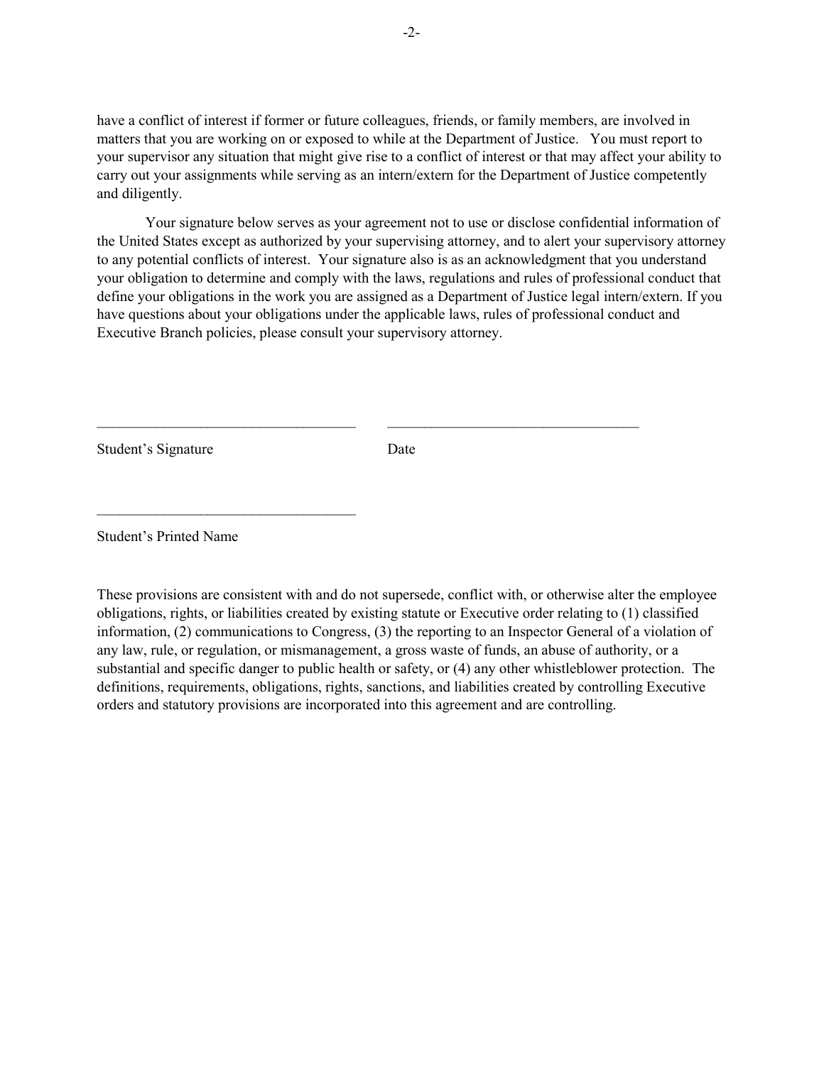have a conflict of interest if former or future colleagues, friends, or family members, are involved in matters that you are working on or exposed to while at the Department of Justice. You must report to your supervisor any situation that might give rise to a conflict of interest or that may affect your ability to carry out your assignments while serving as an intern/extern for the Department of Justice competently and diligently.

Your signature below serves as your agreement not to use or disclose confidential information of the United States except as authorized by your supervising attorney, and to alert your supervisory attorney to any potential conflicts of interest. Your signature also is as an acknowledgment that you understand your obligation to determine and comply with the laws, regulations and rules of professional conduct that define your obligations in the work you are assigned as a Department of Justice legal intern/extern. If you have questions about your obligations under the applicable laws, rules of professional conduct and Executive Branch policies, please consult your supervisory attorney.

___________________________________ ___________________________________

Student's Signature Date

___________________________________

Student's Printed Name

These provisions are consistent with and do not supersede, conflict with, or otherwise alter the employee obligations, rights, or liabilities created by existing statute or Executive order relating to (1) classified information, (2) communications to Congress, (3) the reporting to an Inspector General of a violation of any law, rule, or regulation, or mismanagement, a gross waste of funds, an abuse of authority, or a substantial and specific danger to public health or safety, or (4) any other whistleblower protection. The definitions, requirements, obligations, rights, sanctions, and liabilities created by controlling Executive orders and statutory provisions are incorporated into this agreement and are controlling.